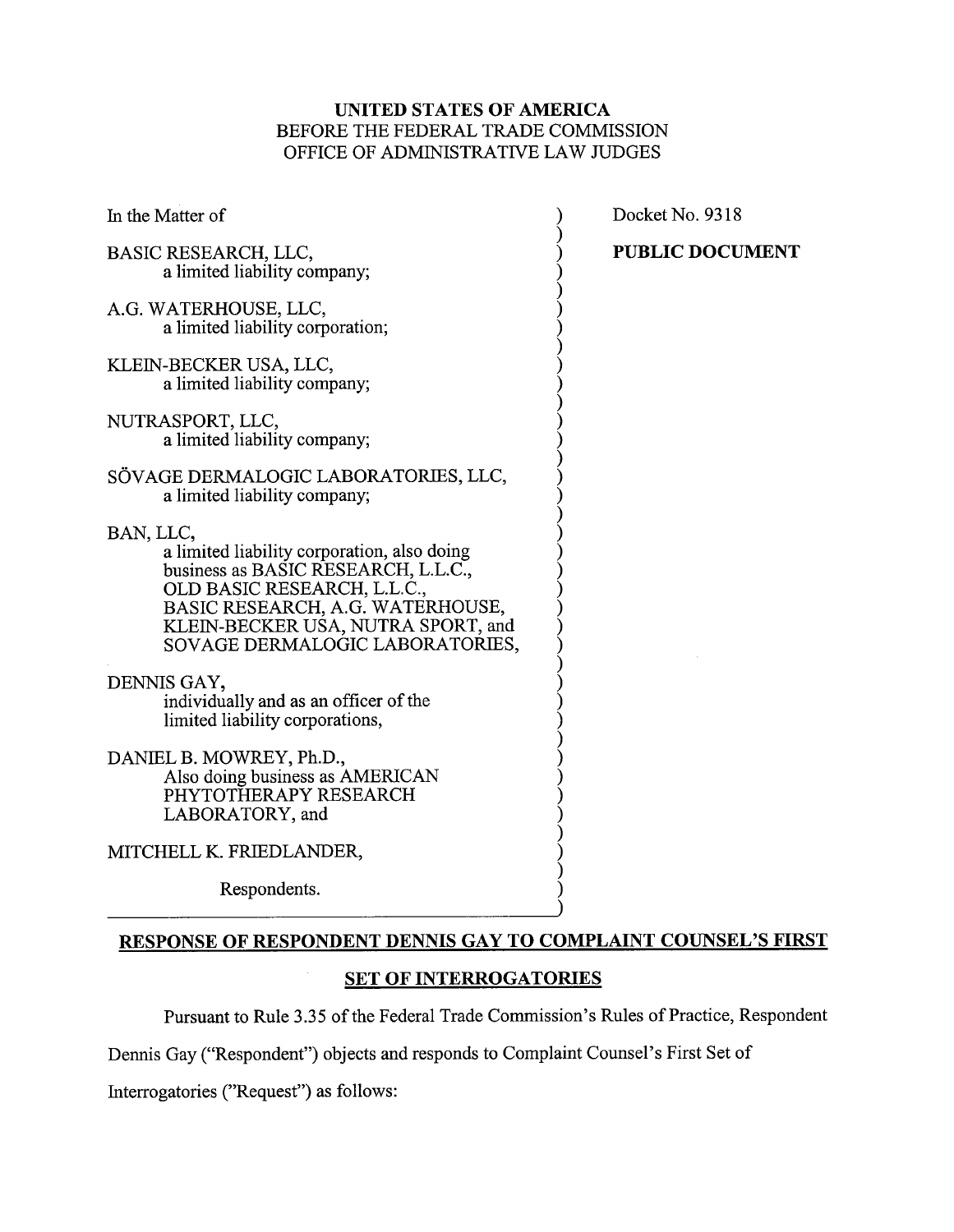**UNITED STATES OF AMERICA**
BEFORE THE FEDERAL TRADE COMMISSION
OFFICE OF ADMINISTRATIVE LAW JUDGES

In the Matter of

BASIC RESEARCH, LLC,
a limited liability company;

A.G. WATERHOUSE, LLC,
a limited liability corporation;

KLEIN-BECKER USA, LLC,
a limited liability company;

NUTRASPORT, LLC,
a limited liability company;

SÖVAGE DERMALOGIC LABORATORIES, LLC,
a limited liability company;

BAN, LLC,
a limited liability corporation, also doing business as BASIC RESEARCH, L.L.C., OLD BASIC RESEARCH, L.L.C., BASIC RESEARCH, A.G. WATERHOUSE, KLEIN-BECKER USA, NUTRA SPORT, and SOVAGE DERMALOGIC LABORATORIES,

DENNIS GAY,
individually and as an officer of the limited liability corporations,

DANIEL B. MOWREY, Ph.D.,
Also doing business as AMERICAN PHYTOTHERAPY RESEARCH LABORATORY, and

MITCHELL K. FRIEDLANDER,

Respondents.

Docket No. 9318

**PUBLIC DOCUMENT**

**RESPONSE OF RESPONDENT DENNIS GAY TO COMPLAINT COUNSEL'S FIRST SET OF INTERROGATORIES**

Pursuant to Rule 3.35 of the Federal Trade Commission's Rules of Practice, Respondent Dennis Gay ("Respondent") objects and responds to Complaint Counsel's First Set of Interrogatories ("Request") as follows: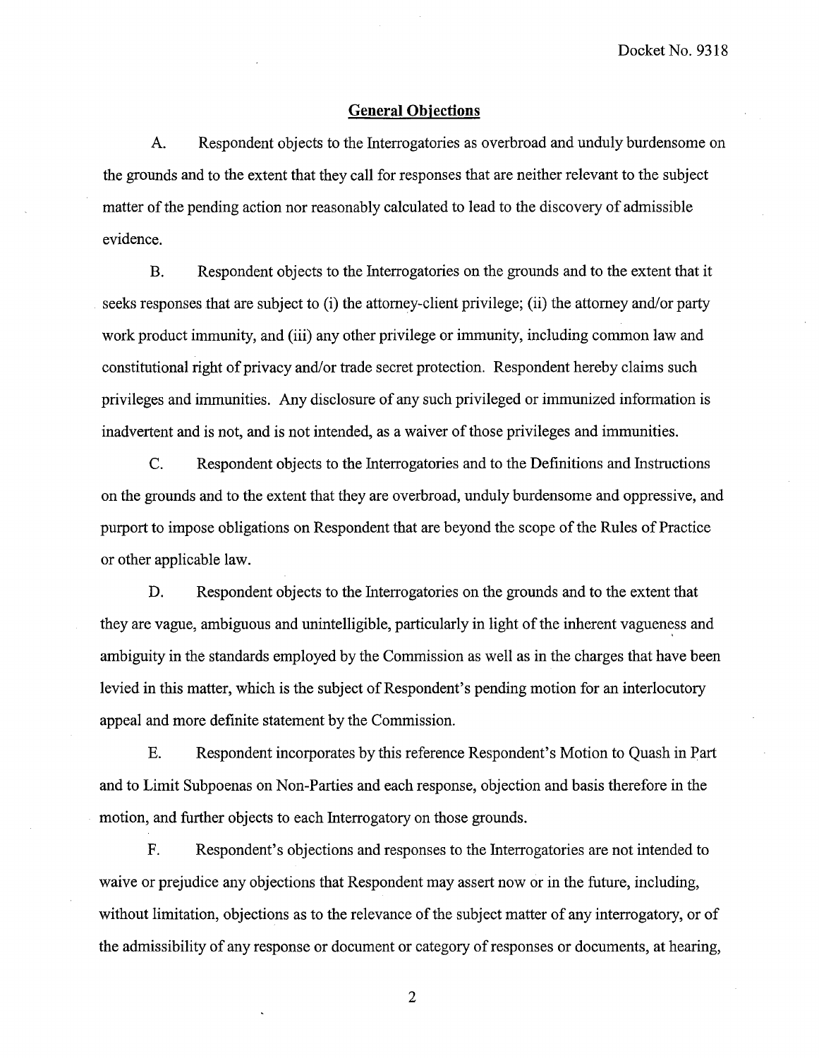## General Objections

A. Respondent objects to the Interrogatories as overbroad and unduly burdensome on the grounds and to the extent that they call for responses that are neither relevant to the subject matter of the pending action nor reasonably calculated to lead to the discovery of admissible evidence.

B. Respondent objects to the Interrogatories on the grounds and to the extent that it seeks responses that are subject to (i) the attorney-client privilege; (ii) the attorney and/or party work product immunity, and (iii) any other privilege or immunity, including common law and constitutional right of privacy and/or trade secret protection. Respondent hereby claims such privileges and immunities. Any disclosure of any such privileged or immunized information is inadvertent and is not, and is not intended, as a waiver of those privileges and immunities.

C. Respondent objects to the Interrogatories and to the Definitions and Instructions on the grounds and to the extent that they are overbroad, unduly burdensome and oppressive, and purport to impose obligations on Respondent that are beyond the scope of the Rules of Practice or other applicable law.

D. Respondent objects to the Interrogatories on the grounds and to the extent that they are vague, ambiguous and unintelligible, particularly in light of the inherent vagueness and ambiguity in the standards employed by the Commission as well as in the charges that have been levied in this matter, which is the subject of Respondent's pending motion for an interlocutory appeal and more definite statement by the Commission.

E. Respondent incorporates by this reference Respondent's Motion to Quash in Part and to Limit Subpoenas on Non-Parties and each response, objection and basis therefore in the motion, and further objects to each Interrogatory on those grounds.

F. Respondent's objections and responses to the Interrogatories are not intended to waive or prejudice any objections that Respondent may assert now or in the future, including, without limitation, objections as to the relevance of the subject matter of any interrogatory, or of the admissibility of any response or document or category of responses or documents, at hearing,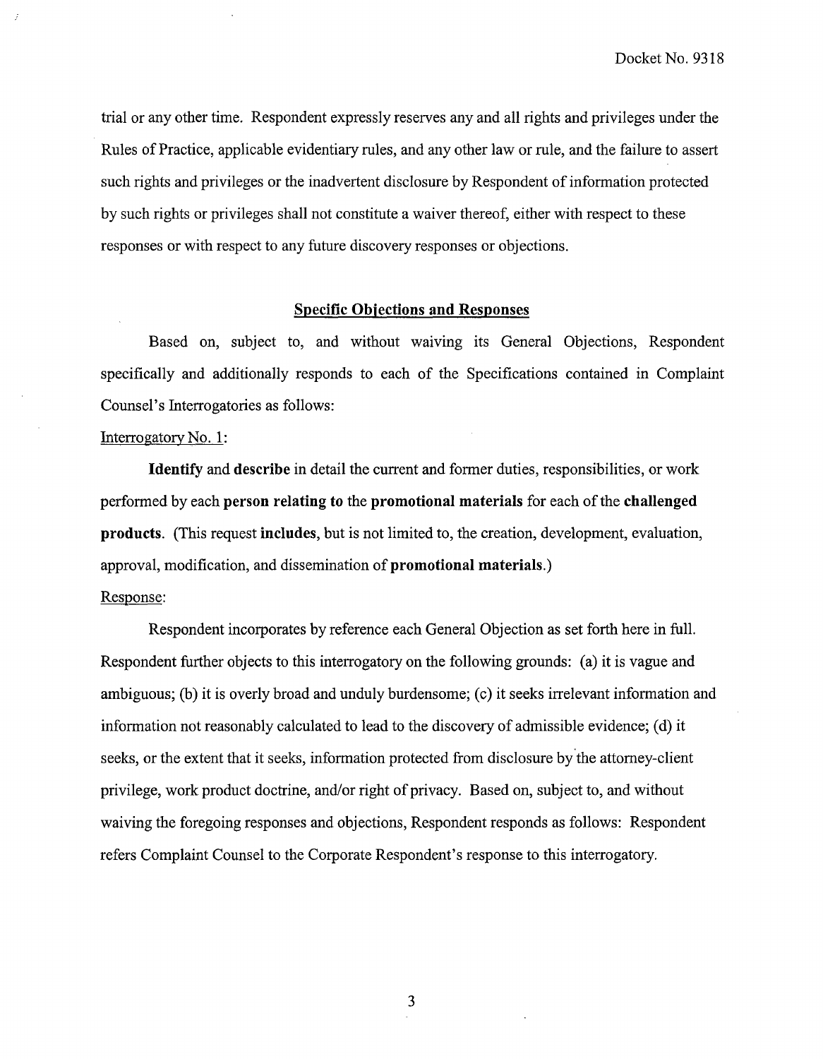trial or any other time. Respondent expressly reserves any and all rights and privileges under the Rules of Practice, applicable evidentiary rules, and any other law or rule, and the failure to assert such rights and privileges or the inadvertent disclosure by Respondent of information protected by such rights or privileges shall not constitute a waiver thereof, either with respect to these responses or with respect to any future discovery responses or objections.

## Specific Objections and Responses

Based on, subject to, and without waiving its General Objections, Respondent specifically and additionally responds to each of the Specifications contained in Complaint Counsel's Interrogatories as follows:

Interrogatory No. 1:

**Identify** and **describe** in detail the current and former duties, responsibilities, or work performed by each **person relating to** the **promotional materials** for each of the **challenged products**. (This request **includes**, but is not limited to, the creation, development, evaluation, approval, modification, and dissemination of **promotional materials**.)

Response:

Respondent incorporates by reference each General Objection as set forth here in full. Respondent further objects to this interrogatory on the following grounds: (a) it is vague and ambiguous; (b) it is overly broad and unduly burdensome; (c) it seeks irrelevant information and information not reasonably calculated to lead to the discovery of admissible evidence; (d) it seeks, or the extent that it seeks, information protected from disclosure by the attorney-client privilege, work product doctrine, and/or right of privacy. Based on, subject to, and without waiving the foregoing responses and objections, Respondent responds as follows: Respondent refers Complaint Counsel to the Corporate Respondent's response to this interrogatory.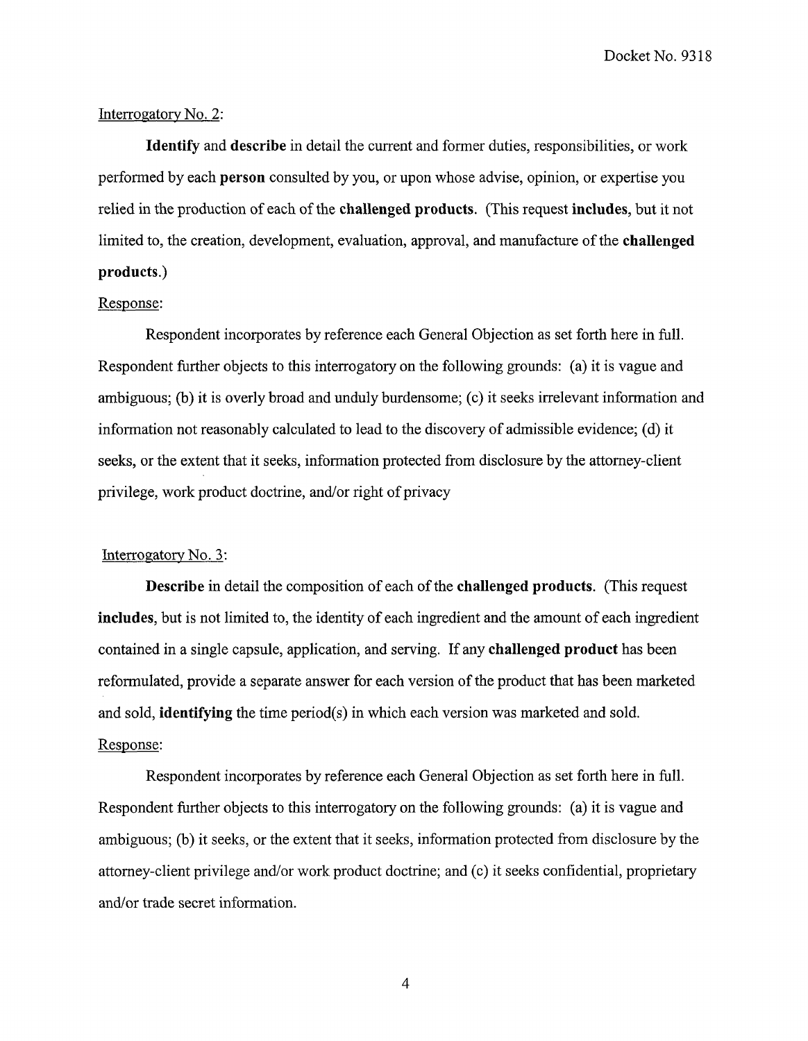Interrogatory No. 2:

**Identify** and **describe** in detail the current and former duties, responsibilities, or work performed by each **person** consulted by you, or upon whose advise, opinion, or expertise you relied in the production of each of the **challenged products**. (This request **includes**, but it not limited to, the creation, development, evaluation, approval, and manufacture of the **challenged products**.)

Response:

Respondent incorporates by reference each General Objection as set forth here in full. Respondent further objects to this interrogatory on the following grounds: (a) it is vague and ambiguous; (b) it is overly broad and unduly burdensome; (c) it seeks irrelevant information and information not reasonably calculated to lead to the discovery of admissible evidence; (d) it seeks, or the extent that it seeks, information protected from disclosure by the attorney-client privilege, work product doctrine, and/or right of privacy

Interrogatory No. 3:

**Describe** in detail the composition of each of the **challenged products**. (This request **includes**, but is not limited to, the identity of each ingredient and the amount of each ingredient contained in a single capsule, application, and serving. If any **challenged product** has been reformulated, provide a separate answer for each version of the product that has been marketed and sold, **identifying** the time period(s) in which each version was marketed and sold.

Response:

Respondent incorporates by reference each General Objection as set forth here in full. Respondent further objects to this interrogatory on the following grounds: (a) it is vague and ambiguous; (b) it seeks, or the extent that it seeks, information protected from disclosure by the attorney-client privilege and/or work product doctrine; and (c) it seeks confidential, proprietary and/or trade secret information.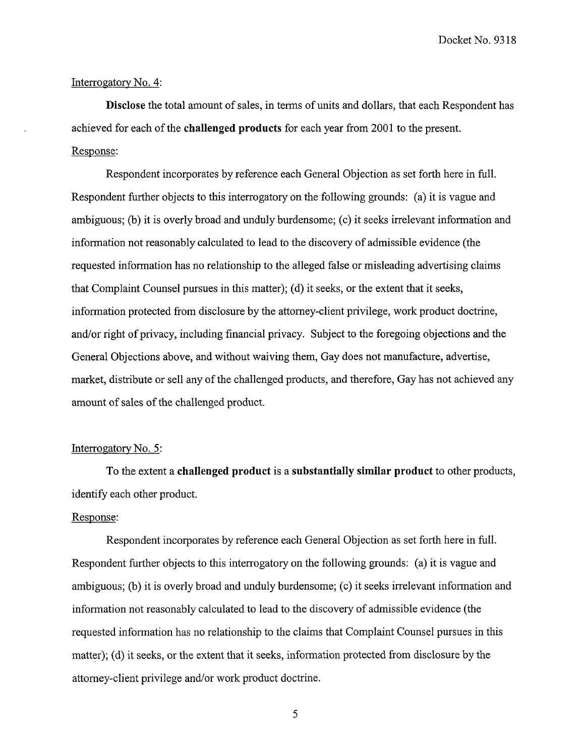Interrogatory No. 4:

**Disclose** the total amount of sales, in terms of units and dollars, that each Respondent has achieved for each of the **challenged products** for each year from 2001 to the present.

Response:

Respondent incorporates by reference each General Objection as set forth here in full. Respondent further objects to this interrogatory on the following grounds: (a) it is vague and ambiguous; (b) it is overly broad and unduly burdensome; (c) it seeks irrelevant information and information not reasonably calculated to lead to the discovery of admissible evidence (the requested information has no relationship to the alleged false or misleading advertising claims that Complaint Counsel pursues in this matter); (d) it seeks, or the extent that it seeks, information protected from disclosure by the attorney-client privilege, work product doctrine, and/or right of privacy, including financial privacy. Subject to the foregoing objections and the General Objections above, and without waiving them, Gay does not manufacture, advertise, market, distribute or sell any of the challenged products, and therefore, Gay has not achieved any amount of sales of the challenged product.

Interrogatory No. 5:

To the extent a **challenged product** is a **substantially similar product** to other products, identify each other product.

Response:

Respondent incorporates by reference each General Objection as set forth here in full. Respondent further objects to this interrogatory on the following grounds: (a) it is vague and ambiguous; (b) it is overly broad and unduly burdensome; (c) it seeks irrelevant information and information not reasonably calculated to lead to the discovery of admissible evidence (the requested information has no relationship to the claims that Complaint Counsel pursues in this matter); (d) it seeks, or the extent that it seeks, information protected from disclosure by the attorney-client privilege and/or work product doctrine.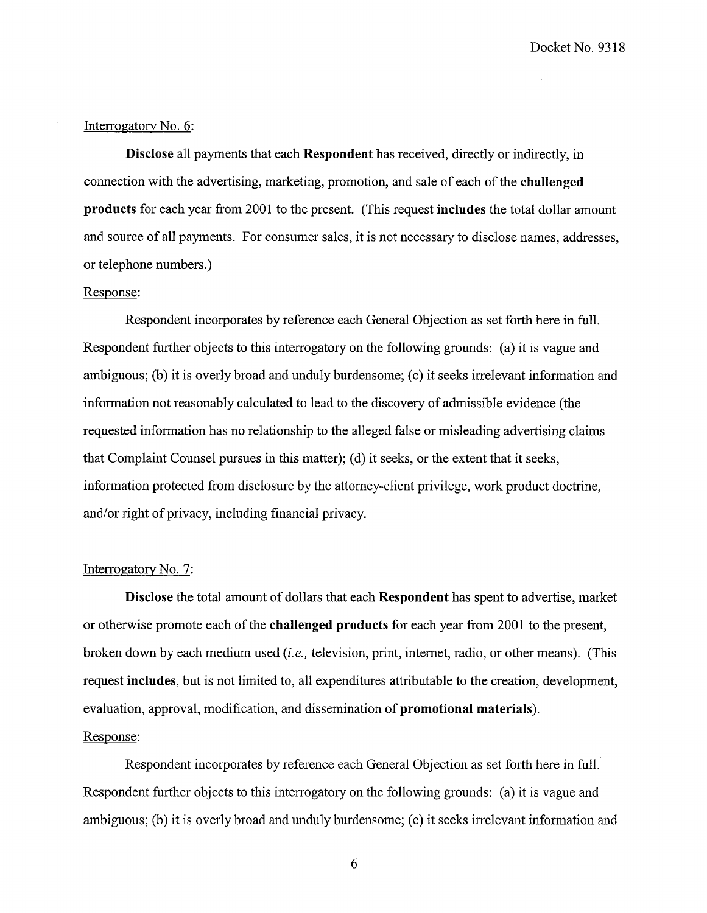Interrogatory No. 6:

**Disclose** all payments that each **Respondent** has received, directly or indirectly, in connection with the advertising, marketing, promotion, and sale of each of the **challenged products** for each year from 2001 to the present. (This request **includes** the total dollar amount and source of all payments. For consumer sales, it is not necessary to disclose names, addresses, or telephone numbers.)

Response:

Respondent incorporates by reference each General Objection as set forth here in full. Respondent further objects to this interrogatory on the following grounds: (a) it is vague and ambiguous; (b) it is overly broad and unduly burdensome; (c) it seeks irrelevant information and information not reasonably calculated to lead to the discovery of admissible evidence (the requested information has no relationship to the alleged false or misleading advertising claims that Complaint Counsel pursues in this matter); (d) it seeks, or the extent that it seeks, information protected from disclosure by the attorney-client privilege, work product doctrine, and/or right of privacy, including financial privacy.

Interrogatory No. 7:

**Disclose** the total amount of dollars that each **Respondent** has spent to advertise, market or otherwise promote each of the **challenged products** for each year from 2001 to the present, broken down by each medium used (*i.e.,* television, print, internet, radio, or other means). (This request **includes**, but is not limited to, all expenditures attributable to the creation, development, evaluation, approval, modification, and dissemination of **promotional materials**).

Response:

Respondent incorporates by reference each General Objection as set forth here in full. Respondent further objects to this interrogatory on the following grounds: (a) it is vague and ambiguous; (b) it is overly broad and unduly burdensome; (c) it seeks irrelevant information and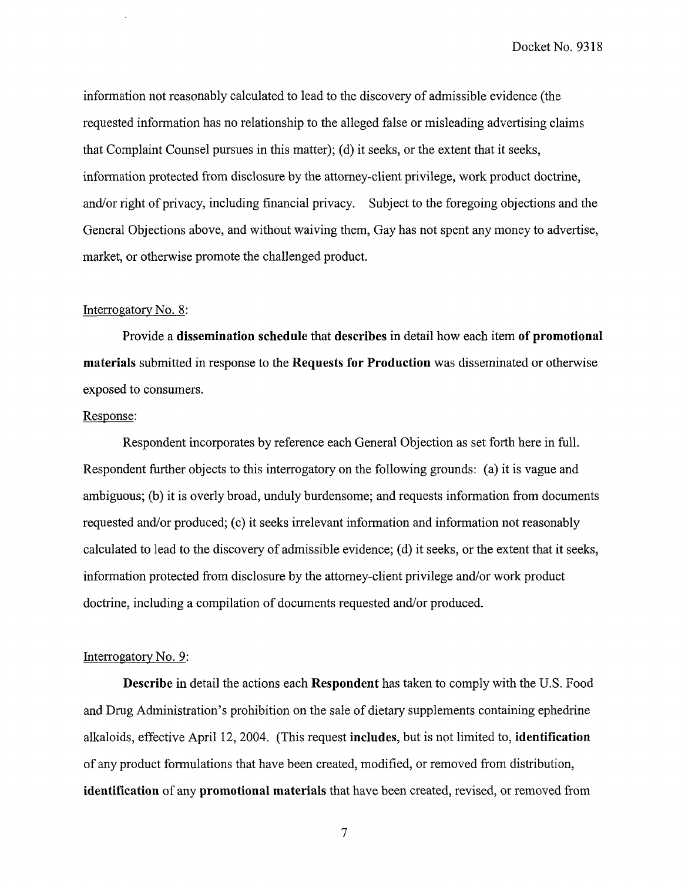information not reasonably calculated to lead to the discovery of admissible evidence (the requested information has no relationship to the alleged false or misleading advertising claims that Complaint Counsel pursues in this matter); (d) it seeks, or the extent that it seeks, information protected from disclosure by the attorney-client privilege, work product doctrine, and/or right of privacy, including financial privacy. Subject to the foregoing objections and the General Objections above, and without waiving them, Gay has not spent any money to advertise, market, or otherwise promote the challenged product.

Interrogatory No. 8:

Provide a **dissemination schedule** that **describes** in detail how each item **of promotional materials** submitted in response to the **Requests for Production** was disseminated or otherwise exposed to consumers.

Response:

Respondent incorporates by reference each General Objection as set forth here in full. Respondent further objects to this interrogatory on the following grounds: (a) it is vague and ambiguous; (b) it is overly broad, unduly burdensome; and requests information from documents requested and/or produced; (c) it seeks irrelevant information and information not reasonably calculated to lead to the discovery of admissible evidence; (d) it seeks, or the extent that it seeks, information protected from disclosure by the attorney-client privilege and/or work product doctrine, including a compilation of documents requested and/or produced.

Interrogatory No. 9:

**Describe** in detail the actions each **Respondent** has taken to comply with the U.S. Food and Drug Administration's prohibition on the sale of dietary supplements containing ephedrine alkaloids, effective April 12, 2004. (This request **includes**, but is not limited to, **identification** of any product formulations that have been created, modified, or removed from distribution, **identification** of any **promotional materials** that have been created, revised, or removed from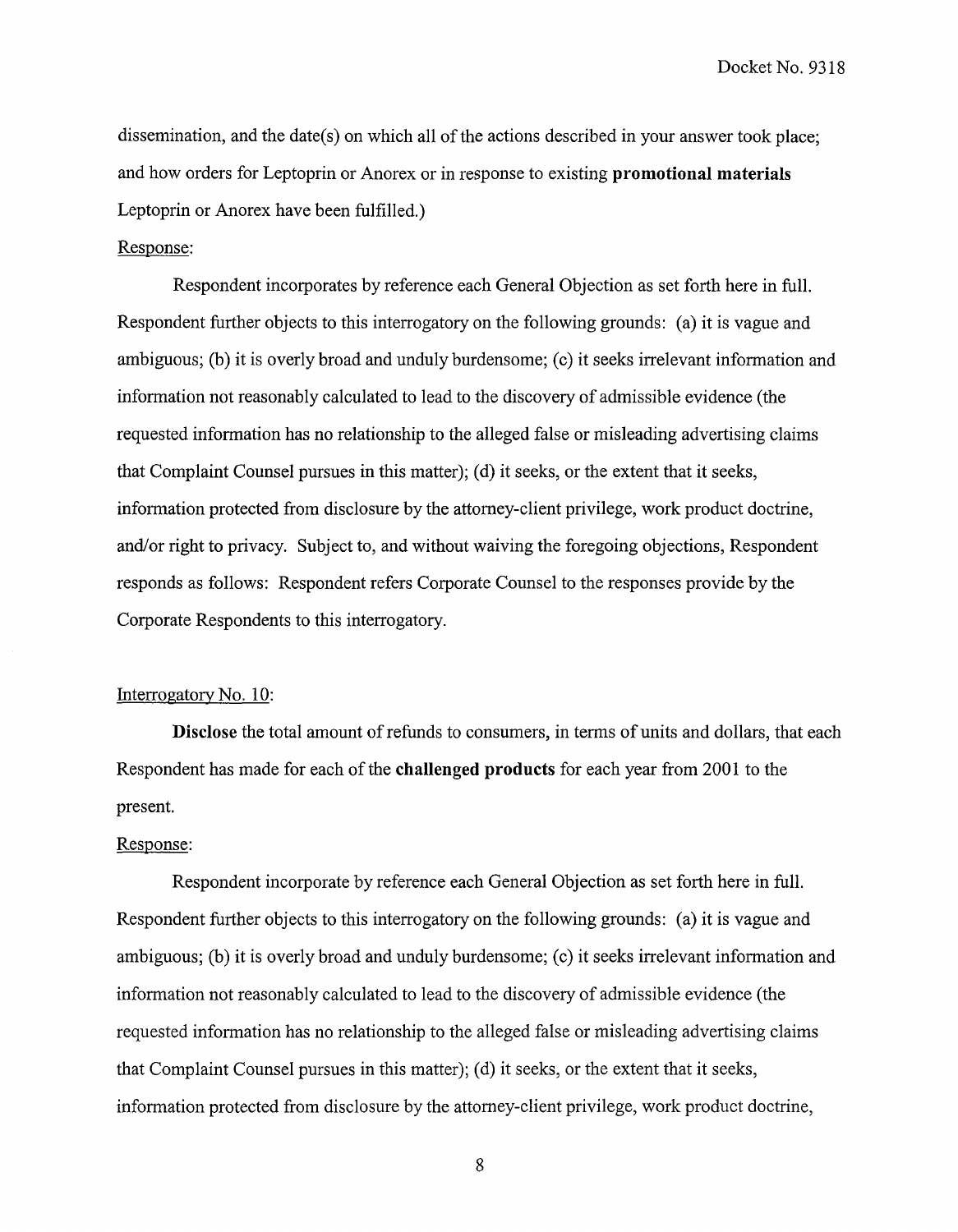dissemination, and the date(s) on which all of the actions described in your answer took place; and how orders for Leptoprin or Anorex or in response to existing **promotional materials** Leptoprin or Anorex have been fulfilled.)

Response:

Respondent incorporates by reference each General Objection as set forth here in full. Respondent further objects to this interrogatory on the following grounds: (a) it is vague and ambiguous; (b) it is overly broad and unduly burdensome; (c) it seeks irrelevant information and information not reasonably calculated to lead to the discovery of admissible evidence (the requested information has no relationship to the alleged false or misleading advertising claims that Complaint Counsel pursues in this matter); (d) it seeks, or the extent that it seeks, information protected from disclosure by the attorney-client privilege, work product doctrine, and/or right to privacy. Subject to, and without waiving the foregoing objections, Respondent responds as follows: Respondent refers Corporate Counsel to the responses provide by the Corporate Respondents to this interrogatory.

Interrogatory No. 10:

**Disclose** the total amount of refunds to consumers, in terms of units and dollars, that each Respondent has made for each of the **challenged products** for each year from 2001 to the present.

Response:

Respondent incorporate by reference each General Objection as set forth here in full. Respondent further objects to this interrogatory on the following grounds: (a) it is vague and ambiguous; (b) it is overly broad and unduly burdensome; (c) it seeks irrelevant information and information not reasonably calculated to lead to the discovery of admissible evidence (the requested information has no relationship to the alleged false or misleading advertising claims that Complaint Counsel pursues in this matter); (d) it seeks, or the extent that it seeks, information protected from disclosure by the attorney-client privilege, work product doctrine,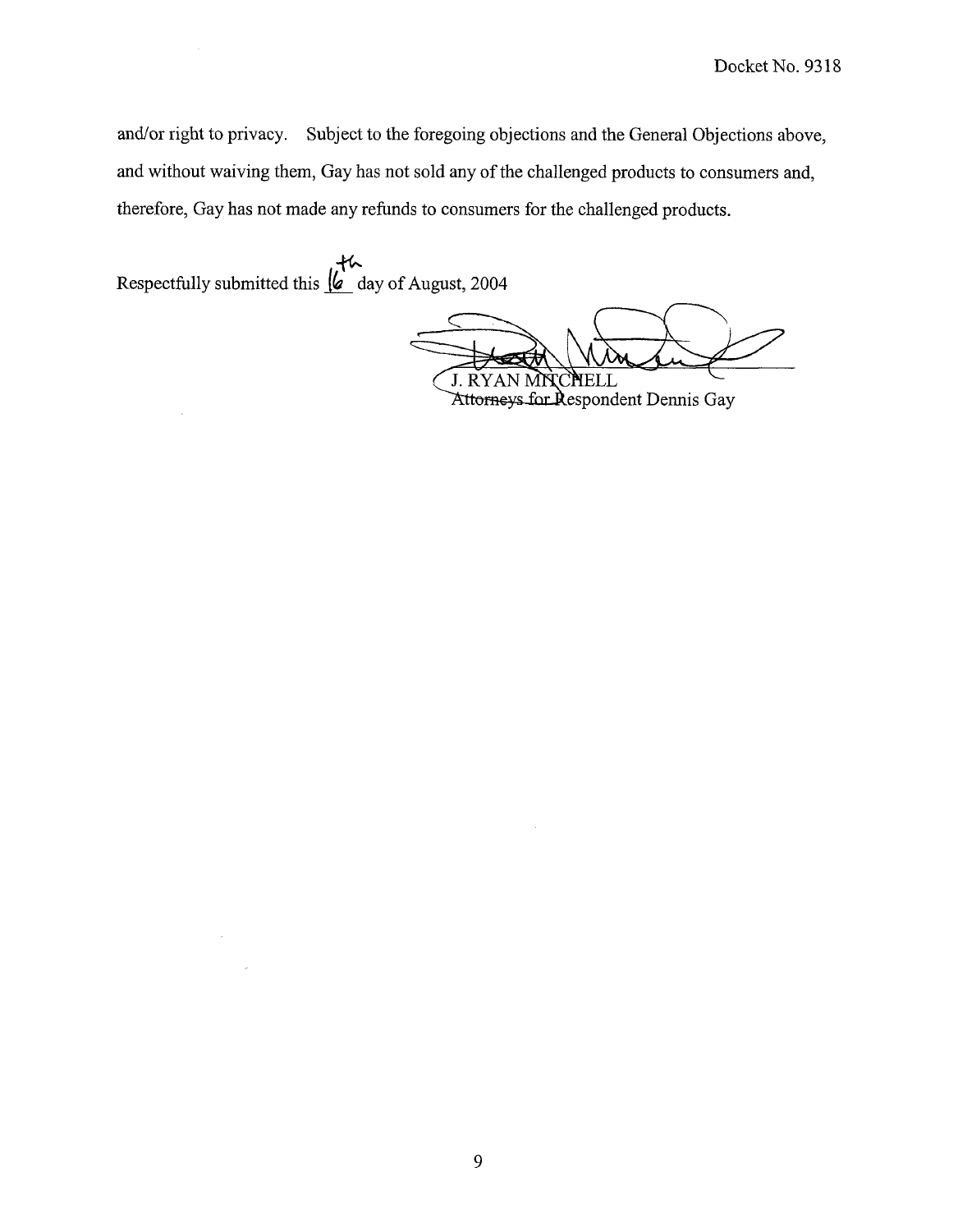and/or right to privacy. Subject to the foregoing objections and the General Objections above, and without waiving them, Gay has not sold any of the challenged products to consumers and, therefore, Gay has not made any refunds to consumers for the challenged products.

Respectfully submitted this 16th day of August, 2004

J. RYAN MITCHELL
Attorneys for Respondent Dennis Gay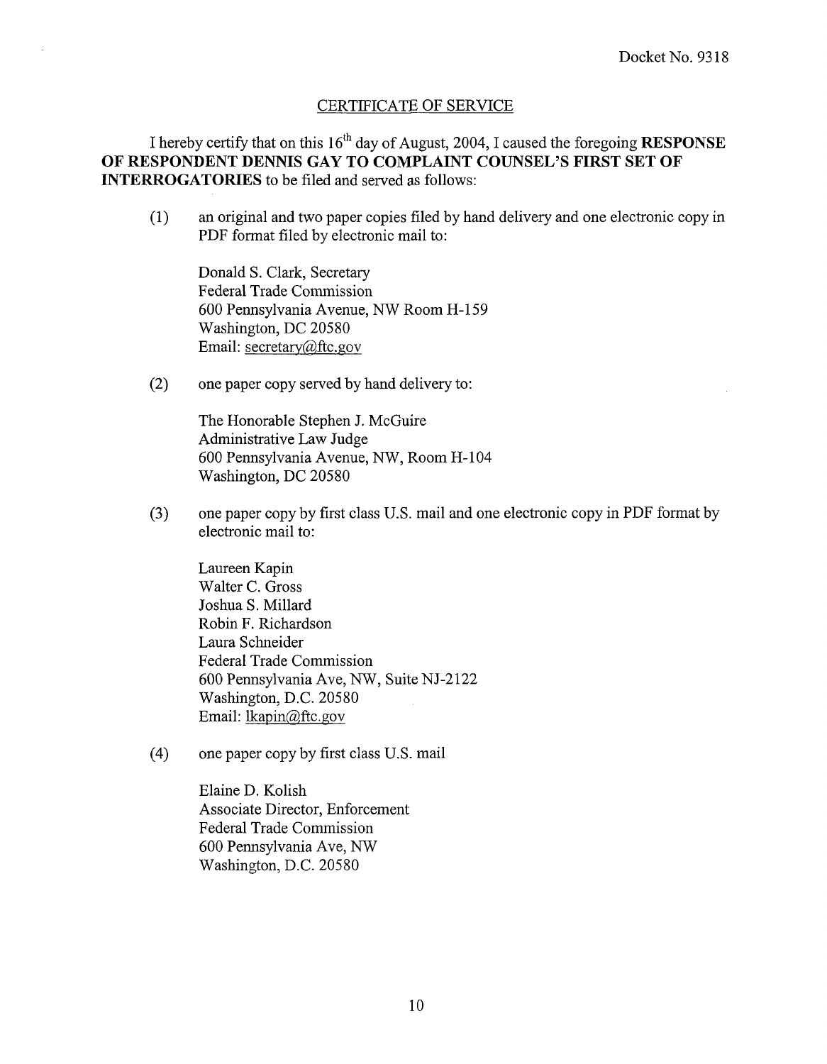Docket No. 9318

## CERTIFICATE OF SERVICE

I hereby certify that on this 16th day of August, 2004, I caused the foregoing **RESPONSE OF RESPONDENT DENNIS GAY TO COMPLAINT COUNSEL'S FIRST SET OF INTERROGATORIES** to be filed and served as follows:

(1) an original and two paper copies filed by hand delivery and one electronic copy in PDF format filed by electronic mail to:

Donald S. Clark, Secretary
Federal Trade Commission
600 Pennsylvania Avenue, NW Room H-159
Washington, DC 20580
Email: secretary@ftc.gov

(2) one paper copy served by hand delivery to:

The Honorable Stephen J. McGuire
Administrative Law Judge
600 Pennsylvania Avenue, NW, Room H-104
Washington, DC 20580

(3) one paper copy by first class U.S. mail and one electronic copy in PDF format by electronic mail to:

Laureen Kapin
Walter C. Gross
Joshua S. Millard
Robin F. Richardson
Laura Schneider
Federal Trade Commission
600 Pennsylvania Ave, NW, Suite NJ-2122
Washington, D.C. 20580
Email: lkapin@ftc.gov

(4) one paper copy by first class U.S. mail

Elaine D. Kolish
Associate Director, Enforcement
Federal Trade Commission
600 Pennsylvania Ave, NW
Washington, D.C. 20580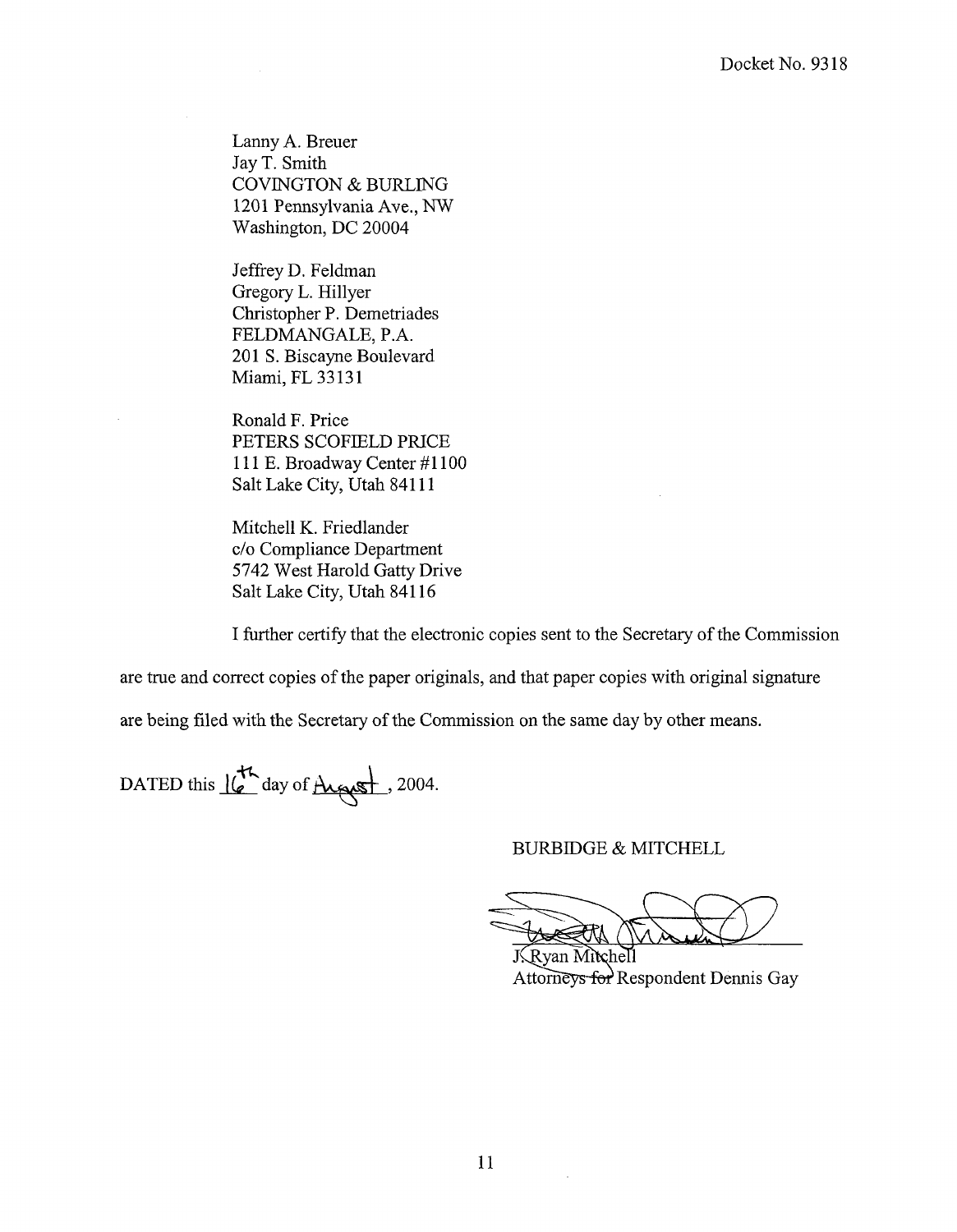Docket No. 9318

Lanny A. Breuer
Jay T. Smith
COVINGTON & BURLING
1201 Pennsylvania Ave., NW
Washington, DC 20004

Jeffrey D. Feldman
Gregory L. Hillyer
Christopher P. Demetriades
FELDMANGALE, P.A.
201 S. Biscayne Boulevard
Miami, FL 33131

Ronald F. Price
PETERS SCOFIELD PRICE
111 E. Broadway Center #1100
Salt Lake City, Utah 84111

Mitchell K. Friedlander
c/o Compliance Department
5742 West Harold Gatty Drive
Salt Lake City, Utah 84116

I further certify that the electronic copies sent to the Secretary of the Commission are true and correct copies of the paper originals, and that paper copies with original signature are being filed with the Secretary of the Commission on the same day by other means.

DATED this 16th day of August, 2004.

BURBIDGE & MITCHELL

J. Ryan Mitchell
Attorneys for Respondent Dennis Gay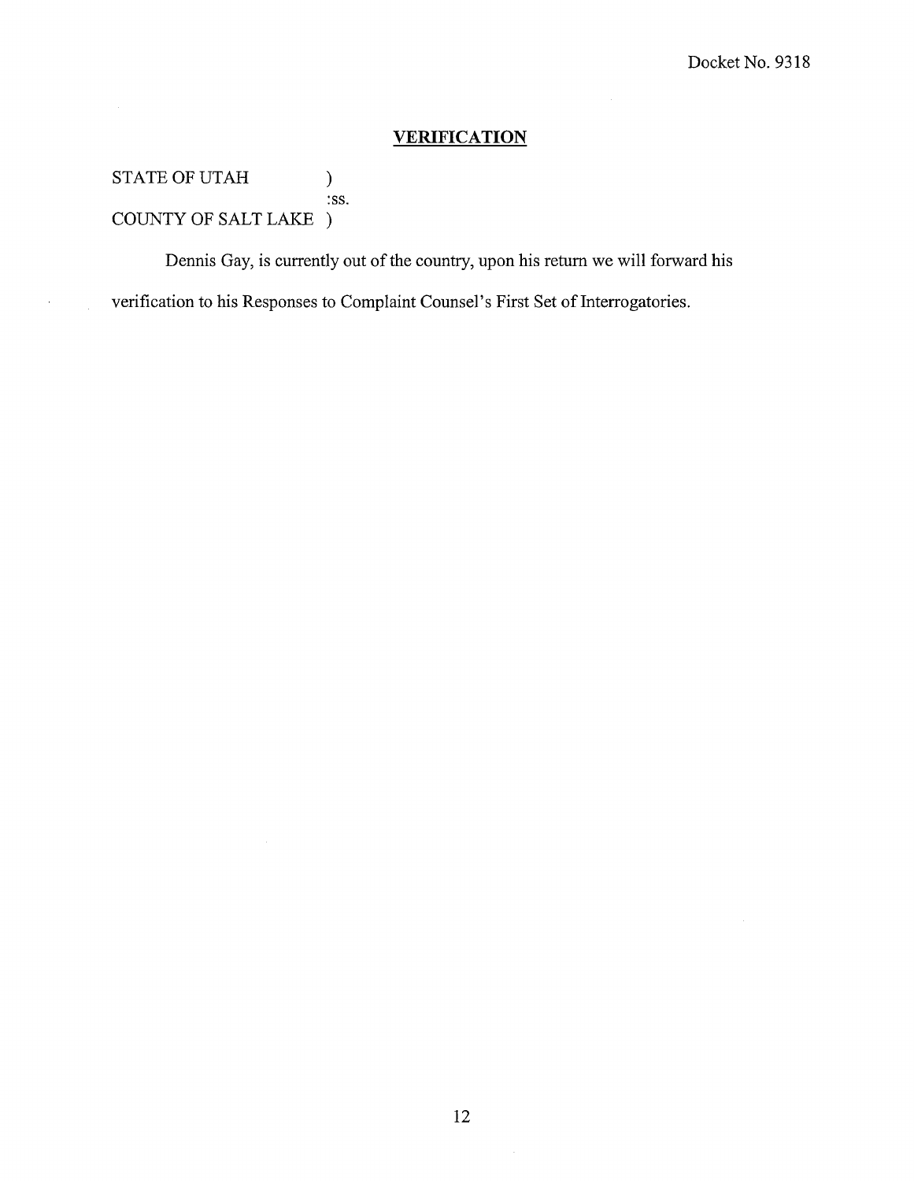Docket No. 9318

## VERIFICATION

STATE OF UTAH )
:ss.
COUNTY OF SALT LAKE )

Dennis Gay, is currently out of the country, upon his return we will forward his verification to his Responses to Complaint Counsel's First Set of Interrogatories.